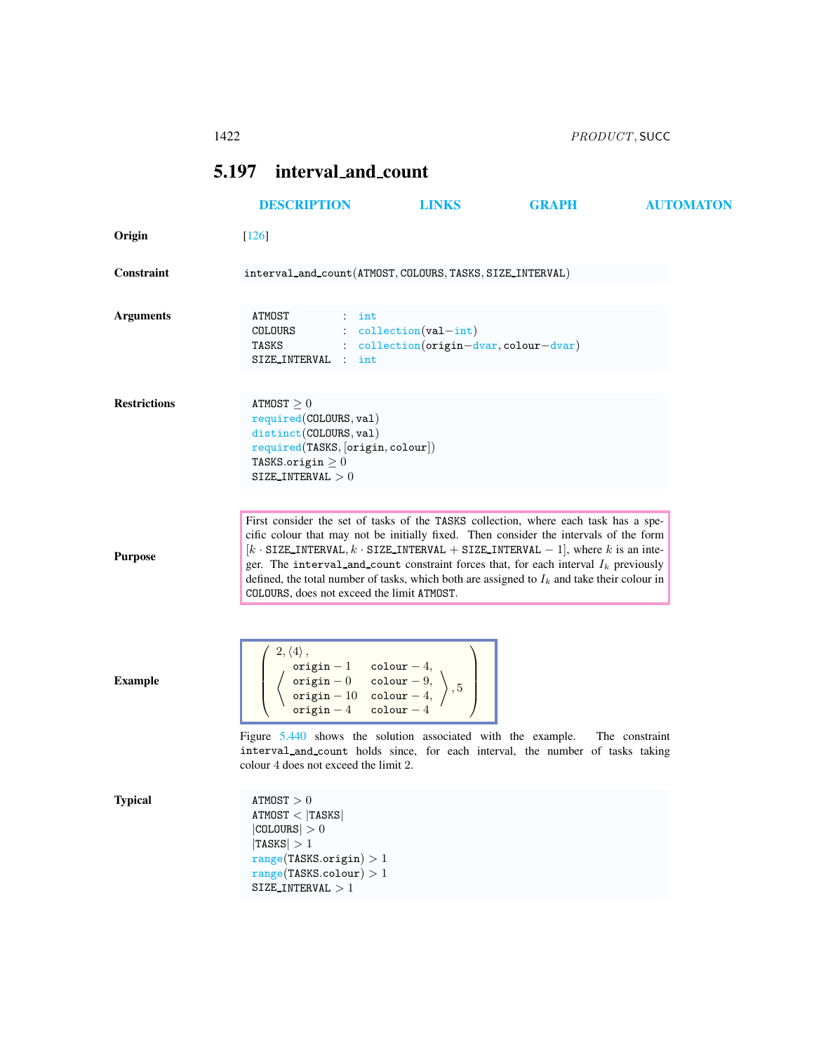## 5.197 interval_and_count

DESCRIPTION LINKS GRAPH AUTOMATON

**Origin** [126]

**Constraint** interval_and_count(ATMOST, COLOURS, TASKS, SIZE_INTERVAL)

**Arguments**

```
ATMOST        : int
COLOURS       : collection(val−int)
TASKS         : collection(origin−dvar, colour−dvar)
SIZE_INTERVAL : int
```

**Restrictions**

```
ATMOST ≥ 0
required(COLOURS, val)
distinct(COLOURS, val)
required(TASKS, [origin, colour])
TASKS.origin ≥ 0
SIZE_INTERVAL > 0
```

**Purpose**

First consider the set of tasks of the TASKS collection, where each task has a specific colour that may not be initially fixed. Then consider the intervals of the form $[k \cdot \texttt{SIZE\_INTERVAL}, k \cdot \texttt{SIZE\_INTERVAL} + \texttt{SIZE\_INTERVAL} - 1]$, where $k$ is an integer. The interval_and_count constraint forces that, for each interval $I_k$ previously defined, the total number of tasks, which both are assigned to $I_k$ and take their colour in COLOURS, does not exceed the limit ATMOST.

**Example**

$$\left(\begin{array}{l} 2, \langle 4 \rangle, \\ \left\langle \begin{array}{ll} \texttt{origin} - 1 & \texttt{colour} - 4, \\ \texttt{origin} - 0 & \texttt{colour} - 9, \\ \texttt{origin} - 10 & \texttt{colour} - 4, \\ \texttt{origin} - 4 & \texttt{colour} - 4 \end{array} \right\rangle, 5 \end{array}\right)$$

Figure 5.440 shows the solution associated with the example. The constraint interval_and_count holds since, for each interval, the number of tasks taking colour 4 does not exceed the limit 2.

**Typical**

```
ATMOST > 0
ATMOST < |TASKS|
|COLOURS| > 0
|TASKS| > 1
range(TASKS.origin) > 1
range(TASKS.colour) > 1
SIZE_INTERVAL > 1
```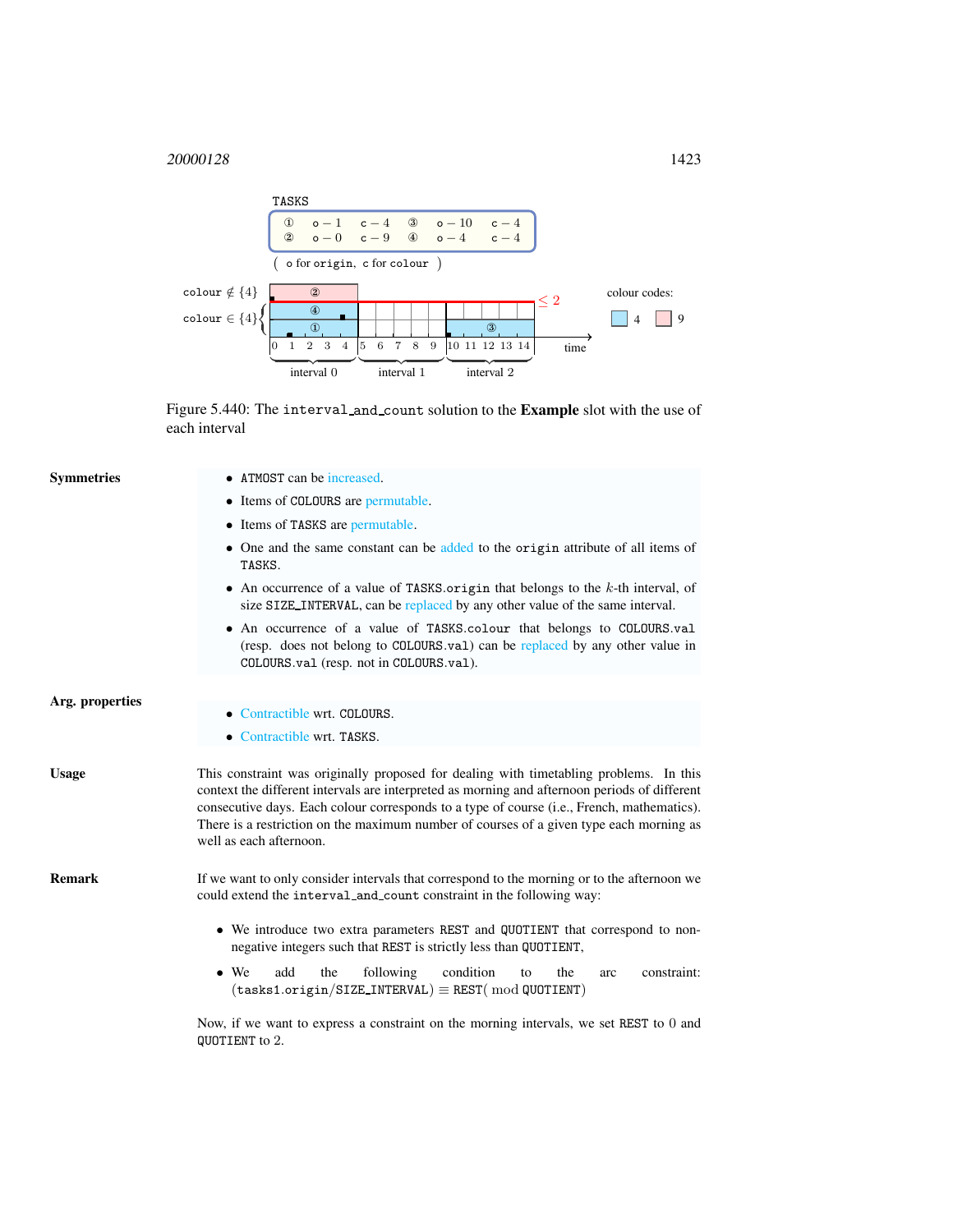TASKS

| | | | | | |
|---|---|---|---|---|---|
| ① | o − 1 | c − 4 | ③ | o − 10 | c − 4 |
| ② | o − 0 | c − 9 | ④ | o − 4 | c − 4 |

( o for origin, c for colour )

Figure 5.440: The `interval_and_count` solution to the **Example** slot with the use of each interval

## Symmetries

- `ATMOST` can be increased.
- Items of `COLOURS` are permutable.
- Items of `TASKS` are permutable.
- One and the same constant can be added to the `origin` attribute of all items of `TASKS`.
- An occurrence of a value of `TASKS.origin` that belongs to the $k$-th interval, of size `SIZE_INTERVAL`, can be replaced by any other value of the same interval.
- An occurrence of a value of `TASKS.colour` that belongs to `COLOURS.val` (resp. does not belong to `COLOURS.val`) can be replaced by any other value in `COLOURS.val` (resp. not in `COLOURS.val`).

## Arg. properties

- Contractible wrt. `COLOURS`.
- Contractible wrt. `TASKS`.

## Usage

This constraint was originally proposed for dealing with timetabling problems. In this context the different intervals are interpreted as morning and afternoon periods of different consecutive days. Each colour corresponds to a type of course (i.e., French, mathematics). There is a restriction on the maximum number of courses of a given type each morning as well as each afternoon.

## Remark

If we want to only consider intervals that correspond to the morning or to the afternoon we could extend the `interval_and_count` constraint in the following way:

- We introduce two extra parameters `REST` and `QUOTIENT` that correspond to non-negative integers such that `REST` is strictly less than `QUOTIENT`,
- We add the following condition to the arc constraint: $(\texttt{tasks1.origin}/\texttt{SIZE\_INTERVAL}) \equiv \texttt{REST} (\bmod \texttt{QUOTIENT})$

Now, if we want to express a constraint on the morning intervals, we set `REST` to 0 and `QUOTIENT` to 2.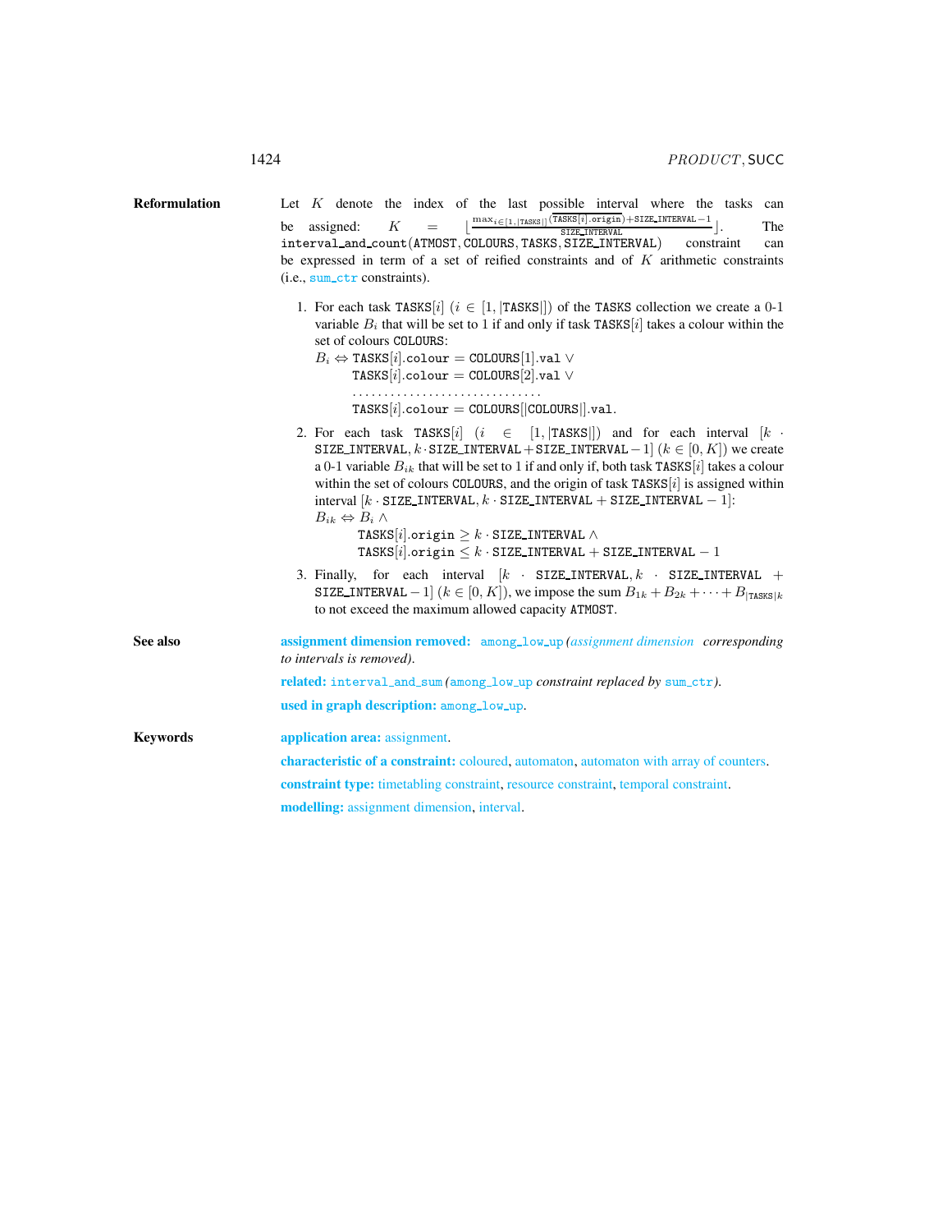**Reformulation**

Let $K$ denote the index of the last possible interval where the tasks can be assigned: $K = \lfloor \frac{\max_{i \in [1,|\texttt{TASKS}|]}(\overline{\texttt{TASKS}[i].\texttt{origin}}) + \texttt{SIZE\_INTERVAL} - 1}{\texttt{SIZE\_INTERVAL}} \rfloor$. The interval_and_count(ATMOST, COLOURS, TASKS, SIZE_INTERVAL) constraint can be expressed in term of a set of reified constraints and of $K$ arithmetic constraints (i.e., sum_ctr constraints).

1. For each task $\texttt{TASKS}[i]$ ($i \in [1, |\texttt{TASKS}|]$) of the TASKS collection we create a 0-1 variable $B_i$ that will be set to 1 if and only if task $\texttt{TASKS}[i]$ takes a colour within the set of colours COLOURS:

   $B_i \Leftrightarrow \texttt{TASKS}[i].\texttt{colour} = \texttt{COLOURS}[1].\texttt{val} \vee$
   $\quad \texttt{TASKS}[i].\texttt{colour} = \texttt{COLOURS}[2].\texttt{val} \vee$
   $\quad \ldots\ldots\ldots\ldots\ldots\ldots\ldots\ldots\ldots$
   $\quad \texttt{TASKS}[i].\texttt{colour} = \texttt{COLOURS}[|\texttt{COLOURS}|].\texttt{val}.$

2. For each task $\texttt{TASKS}[i]$ ($i \in [1, |\texttt{TASKS}|]$) and for each interval $[k \cdot \texttt{SIZE\_INTERVAL}, k \cdot \texttt{SIZE\_INTERVAL} + \texttt{SIZE\_INTERVAL} - 1]$ ($k \in [0, K]$) we create a 0-1 variable $B_{ik}$ that will be set to 1 if and only if, both task $\texttt{TASKS}[i]$ takes a colour within the set of colours COLOURS, and the origin of task $\texttt{TASKS}[i]$ is assigned within interval $[k \cdot \texttt{SIZE\_INTERVAL}, k \cdot \texttt{SIZE\_INTERVAL} + \texttt{SIZE\_INTERVAL} - 1]$:

   $B_{ik} \Leftrightarrow B_i \wedge$
   $\quad \texttt{TASKS}[i].\texttt{origin} \geq k \cdot \texttt{SIZE\_INTERVAL} \wedge$
   $\quad \texttt{TASKS}[i].\texttt{origin} \leq k \cdot \texttt{SIZE\_INTERVAL} + \texttt{SIZE\_INTERVAL} - 1$

3. Finally, for each interval $[k \cdot \texttt{SIZE\_INTERVAL}, k \cdot \texttt{SIZE\_INTERVAL} + \texttt{SIZE\_INTERVAL} - 1]$ ($k \in [0, K]$), we impose the sum $B_{1k} + B_{2k} + \cdots + B_{|\texttt{TASKS}|k}$ to not exceed the maximum allowed capacity ATMOST.

**See also**

**assignment dimension removed:** among_low_up *(assignment dimension corresponding to intervals is removed).*

**related:** interval_and_sum *(among_low_up constraint replaced by sum_ctr).*

**used in graph description:** among_low_up.

**Keywords**

**application area:** assignment.

**characteristic of a constraint:** coloured, automaton, automaton with array of counters.

**constraint type:** timetabling constraint, resource constraint, temporal constraint.

**modelling:** assignment dimension, interval.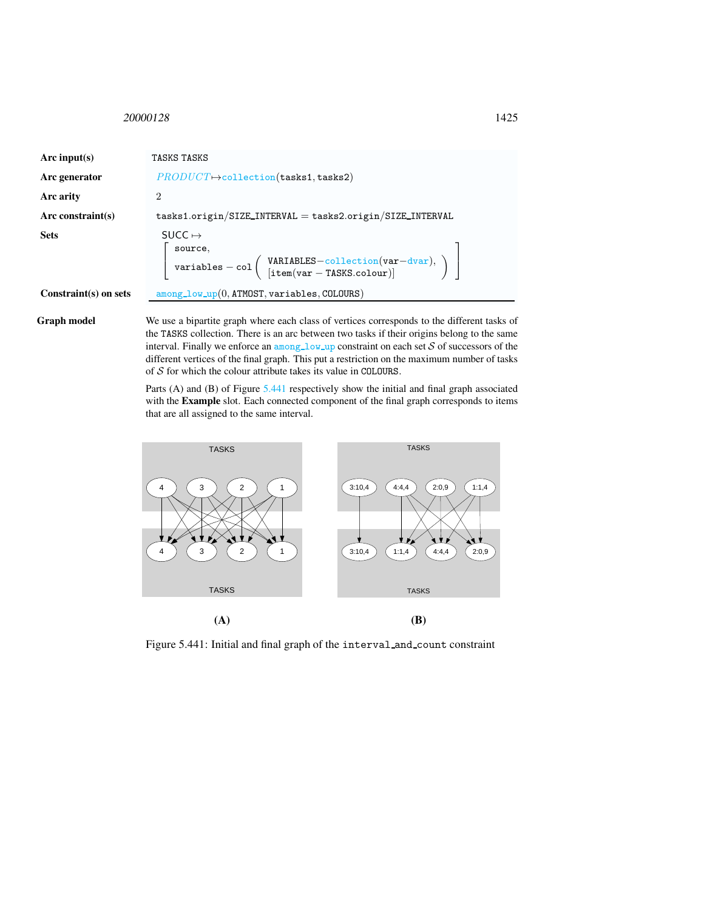| | |
|---|---|
| **Arc input(s)** | TASKS TASKS |
| **Arc generator** | *PRODUCT* ↦ collection(tasks1, tasks2) |
| **Arc arity** | 2 |
| **Arc constraint(s)** | tasks1.origin/SIZE_INTERVAL = tasks2.origin/SIZE_INTERVAL |
| **Sets** | SUCC ↦ [ source, variables − col ( VARIABLES−collection(var−dvar), [item(var − TASKS.colour)] ) ] |
| **Constraint(s) on sets** | among_low_up(0, ATMOST, variables, COLOURS) |

**Graph model** We use a bipartite graph where each class of vertices corresponds to the different tasks of the TASKS collection. There is an arc between two tasks if their origins belong to the same interval. Finally we enforce an among_low_up constraint on each set $\mathcal{S}$ of successors of the different vertices of the final graph. This put a restriction on the maximum number of tasks of $\mathcal{S}$ for which the colour attribute takes its value in COLOURS.

Parts (A) and (B) of Figure 5.441 respectively show the initial and final graph associated with the **Example** slot. Each connected component of the final graph corresponds to items that are all assigned to the same interval.

(A) (B)

Figure 5.441: Initial and final graph of the interval_and_count constraint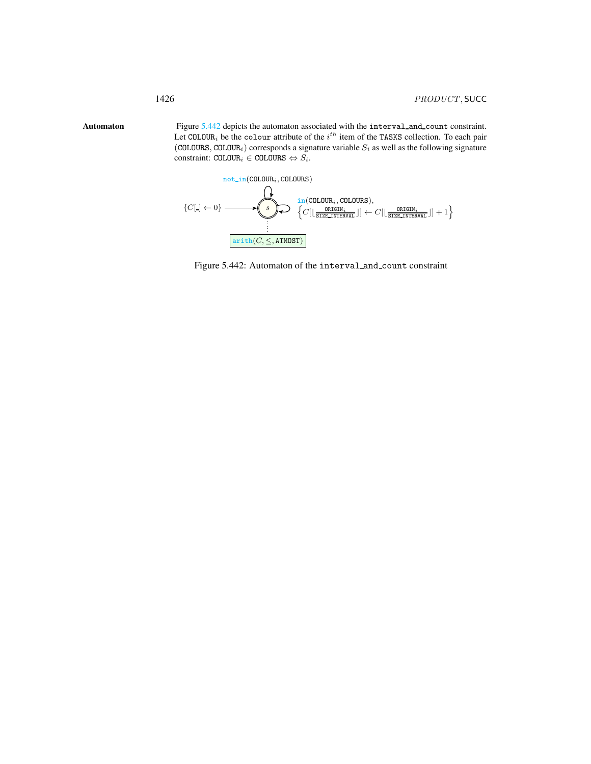**Automaton** Figure 5.442 depicts the automaton associated with the `interval_and_count` constraint. Let $\texttt{COLOUR}_i$ be the `colour` attribute of the $i^{th}$ item of the `TASKS` collection. To each pair $(\texttt{COLOURS}, \texttt{COLOUR}_i)$ corresponds a signature variable $S_i$ as well as the following signature constraint: $\texttt{COLOUR}_i \in \texttt{COLOURS} \Leftrightarrow S_i$.

$$\texttt{not\_in}(\texttt{COLOUR}_i, \texttt{COLOURS})$$

$$\{C[\_] \leftarrow 0\} \longrightarrow s$$

$$\texttt{in}(\texttt{COLOUR}_i, \texttt{COLOURS}), \left\{C[\lfloor \frac{\texttt{ORIGIN}_i}{\texttt{SIZE\_INTERVAL}} \rfloor] \leftarrow C[\lfloor \frac{\texttt{ORIGIN}_i}{\texttt{SIZE\_INTERVAL}} \rfloor] + 1\right\}$$

$$\texttt{arith}(C, \leq, \texttt{ATMOST})$$

Figure 5.442: Automaton of the `interval_and_count` constraint